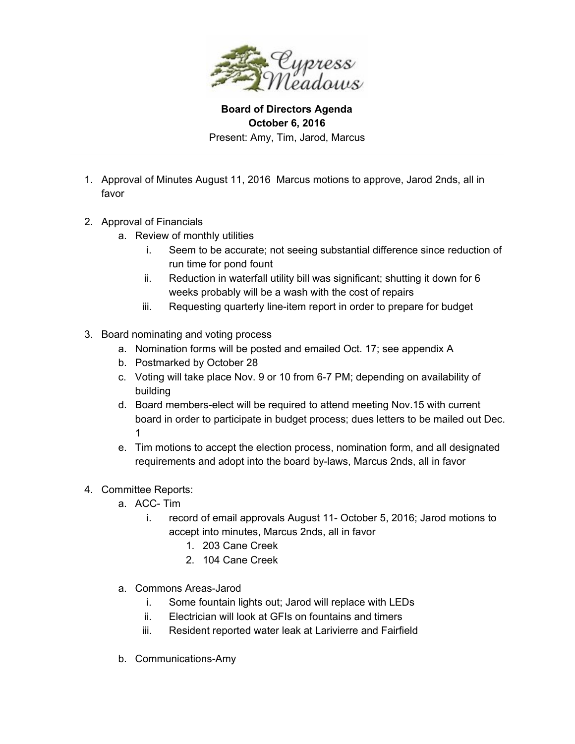Cypress Meadows

**Board of Directors Agenda**
**October 6, 2016**
Present: Amy, Tim, Jarod, Marcus

---

1. Approval of Minutes August 11, 2016 Marcus motions to approve, Jarod 2nds, all in favor

2. Approval of Financials
   a. Review of monthly utilities
      i. Seem to be accurate; not seeing substantial difference since reduction of run time for pond fount
      ii. Reduction in waterfall utility bill was significant; shutting it down for 6 weeks probably will be a wash with the cost of repairs
      iii. Requesting quarterly line-item report in order to prepare for budget

3. Board nominating and voting process
   a. Nomination forms will be posted and emailed Oct. 17; see appendix A
   b. Postmarked by October 28
   c. Voting will take place Nov. 9 or 10 from 6-7 PM; depending on availability of building
   d. Board members-elect will be required to attend meeting Nov.15 with current board in order to participate in budget process; dues letters to be mailed out Dec. 1
   e. Tim motions to accept the election process, nomination form, and all designated requirements and adopt into the board by-laws, Marcus 2nds, all in favor

4. Committee Reports:
   a. ACC- Tim
      i. record of email approvals August 11- October 5, 2016; Jarod motions to accept into minutes, Marcus 2nds, all in favor
         1. 203 Cane Creek
         2. 104 Cane Creek

   a. Commons Areas-Jarod
      i. Some fountain lights out; Jarod will replace with LEDs
      ii. Electrician will look at GFIs on fountains and timers
      iii. Resident reported water leak at Larivierre and Fairfield

   b. Communications-Amy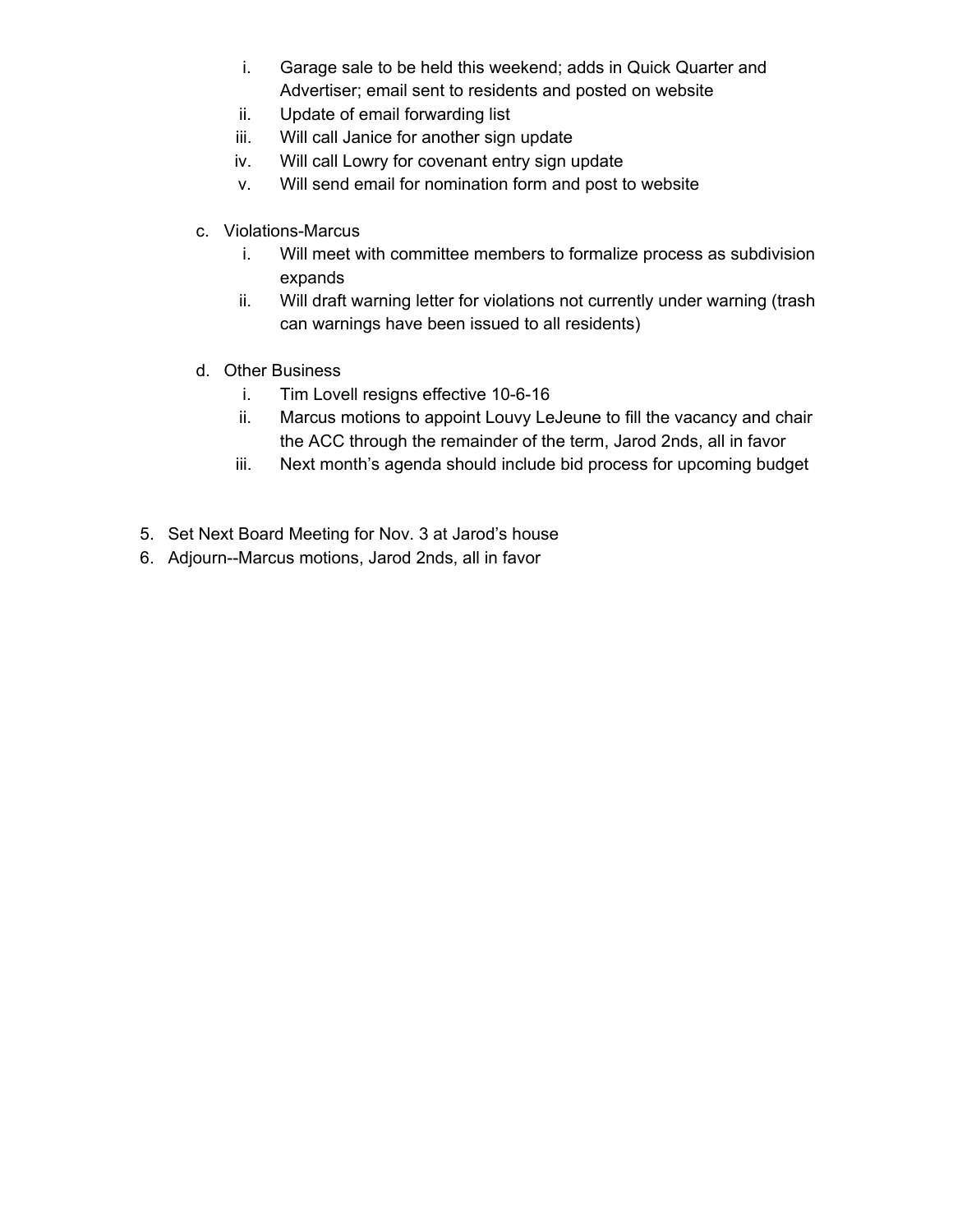i. Garage sale to be held this weekend; adds in Quick Quarter and Advertiser; email sent to residents and posted on website
   ii. Update of email forwarding list
   iii. Will call Janice for another sign update
   iv. Will call Lowry for covenant entry sign update
   v. Will send email for nomination form and post to website

c. Violations-Marcus
   i. Will meet with committee members to formalize process as subdivision expands
   ii. Will draft warning letter for violations not currently under warning (trash can warnings have been issued to all residents)

d. Other Business
   i. Tim Lovell resigns effective 10-6-16
   ii. Marcus motions to appoint Louvy LeJeune to fill the vacancy and chair the ACC through the remainder of the term, Jarod 2nds, all in favor
   iii. Next month's agenda should include bid process for upcoming budget

5. Set Next Board Meeting for Nov. 3 at Jarod's house
6. Adjourn--Marcus motions, Jarod 2nds, all in favor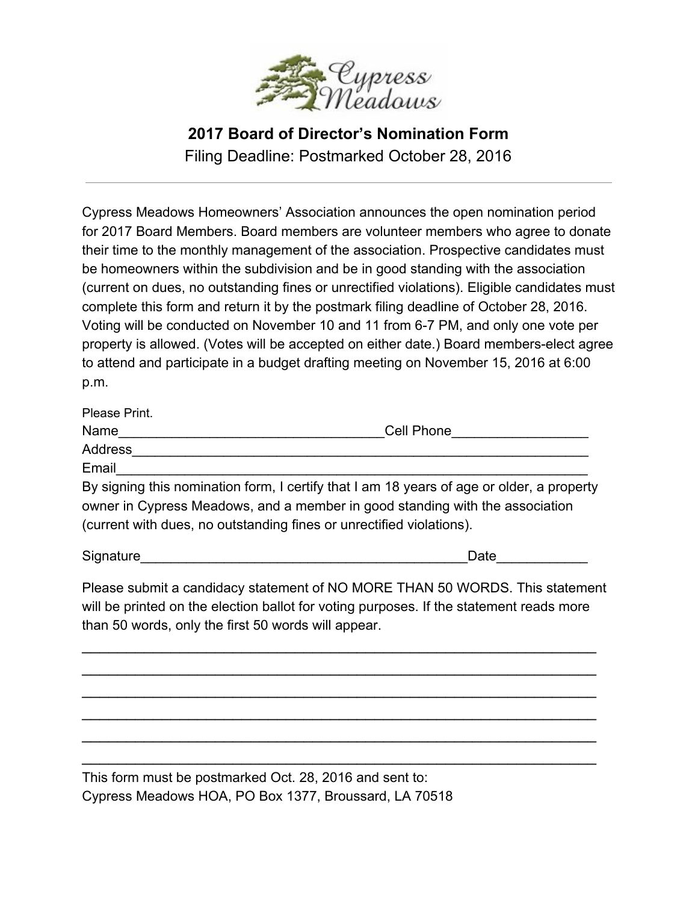Cypress Meadows

## 2017 Board of Director's Nomination Form

Filing Deadline: Postmarked October 28, 2016

---

Cypress Meadows Homeowners' Association announces the open nomination period for 2017 Board Members. Board members are volunteer members who agree to donate their time to the monthly management of the association. Prospective candidates must be homeowners within the subdivision and be in good standing with the association (current on dues, no outstanding fines or unrectified violations). Eligible candidates must complete this form and return it by the postmark filing deadline of October 28, 2016. Voting will be conducted on November 10 and 11 from 6-7 PM, and only one vote per property is allowed. (Votes will be accepted on either date.) Board members-elect agree to attend and participate in a budget drafting meeting on November 15, 2016 at 6:00 p.m.

Please Print.

Name___________________________________Cell Phone_________________

Address______________________________________________________________

Email________________________________________________________________

By signing this nomination form, I certify that I am 18 years of age or older, a property owner in Cypress Meadows, and a member in good standing with the association (current with dues, no outstanding fines or unrectified violations).

Signature___________________________________________Date____________

Please submit a candidacy statement of NO MORE THAN 50 WORDS. This statement will be printed on the election ballot for voting purposes. If the statement reads more than 50 words, only the first 50 words will appear.

_____________________________________________________________________

_____________________________________________________________________

_____________________________________________________________________

_____________________________________________________________________

_____________________________________________________________________

_____________________________________________________________________

This form must be postmarked Oct. 28, 2016 and sent to:
Cypress Meadows HOA, PO Box 1377, Broussard, LA 70518